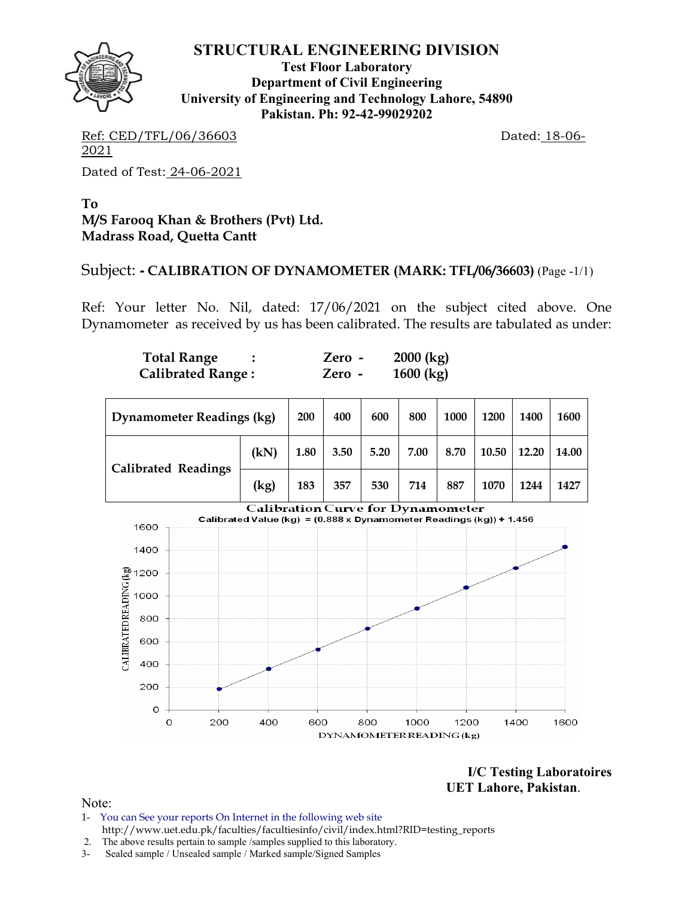# STRUCTURAL ENGINEERING DIVISION

**Test Floor Laboratory**
**Department of Civil Engineering**
**University of Engineering and Technology Lahore, 54890**
**Pakistan. Ph: 92-42-99029202**

Ref: CED/TFL/06/36603 Dated: 18-06-2021

Dated of Test: 24-06-2021

**To**
**M/S Farooq Khan & Brothers (Pvt) Ltd.**
**Madrass Road, Quetta Cantt**

Subject: - **CALIBRATION OF DYNAMOMETER (MARK: TFL/06/36603)** (Page -1/1)

Ref: Your letter No. Nil, dated: 17/06/2021 on the subject cited above. One Dynamometer as received by us has been calibrated. The results are tabulated as under:

**Total Range : Zero - 2000 (kg)**
**Calibrated Range : Zero - 1600 (kg)**

| Dynamometer Readings (kg) | | 200 | 400 | 600 | 800 | 1000 | 1200 | 1400 | 1600 |
|---|---|---|---|---|---|---|---|---|---|
| Calibrated Readings | (kN) | 1.80 | 3.50 | 5.20 | 7.00 | 8.70 | 10.50 | 12.20 | 14.00 |
| | (kg) | 183 | 357 | 530 | 714 | 887 | 1070 | 1244 | 1427 |

**Calibration Curve for Dynamometer**
Calibrated Value (kg) = (0.888 x Dynamometer Readings (kg)) + 1.456

**I/C Testing Laboratoires**
**UET Lahore, Pakistan.**

Note:
1- You can See your reports On Internet in the following web site
http://www.uet.edu.pk/faculties/facultiesinfo/civil/index.html?RID=testing_reports
2. The above results pertain to sample /samples supplied to this laboratory.
3- Sealed sample / Unsealed sample / Marked sample/Signed Samples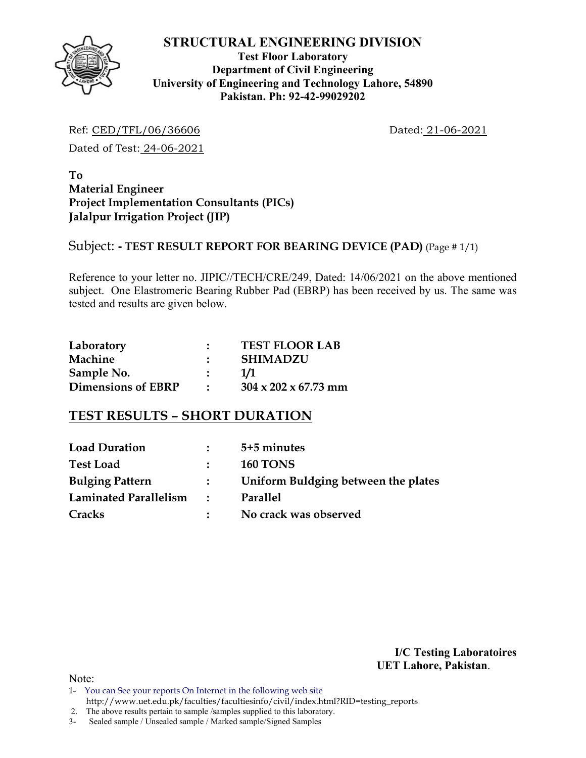**STRUCTURAL ENGINEERING DIVISION**
**Test Floor Laboratory**
**Department of Civil Engineering**
**University of Engineering and Technology Lahore, 54890**
**Pakistan. Ph: 92-42-99029202**

Ref: CED/TFL/06/36606 Dated: 21-06-2021

Dated of Test: 24-06-2021

**To**
**Material Engineer**
**Project Implementation Consultants (PICs)**
**Jalalpur Irrigation Project (JIP)**

Subject: **- TEST RESULT REPORT FOR BEARING DEVICE (PAD)** (Page # 1/1)

Reference to your letter no. JIPIC//TECH/CRE/249, Dated: 14/06/2021 on the above mentioned subject. One Elastromeric Bearing Rubber Pad (EBRP) has been received by us. The same was tested and results are given below.

| | | |
|---|---|---|
| **Laboratory** | : | **TEST FLOOR LAB** |
| **Machine** | : | **SHIMADZU** |
| **Sample No.** | : | **1/1** |
| **Dimensions of EBRP** | : | **304 x 202 x 67.73 mm** |

## TEST RESULTS – SHORT DURATION

| | | |
|---|---|---|
| **Load Duration** | : | **5+5 minutes** |
| **Test Load** | : | **160 TONS** |
| **Bulging Pattern** | : | **Uniform Buldging between the plates** |
| **Laminated Parallelism** | : | **Parallel** |
| **Cracks** | : | **No crack was observed** |

**I/C Testing Laboratoires**
**UET Lahore, Pakistan**.

Note:
1- You can See your reports On Internet in the following web site http://www.uet.edu.pk/faculties/facultiesinfo/civil/index.html?RID=testing_reports
2. The above results pertain to sample /samples supplied to this laboratory.
3- Sealed sample / Unsealed sample / Marked sample/Signed Samples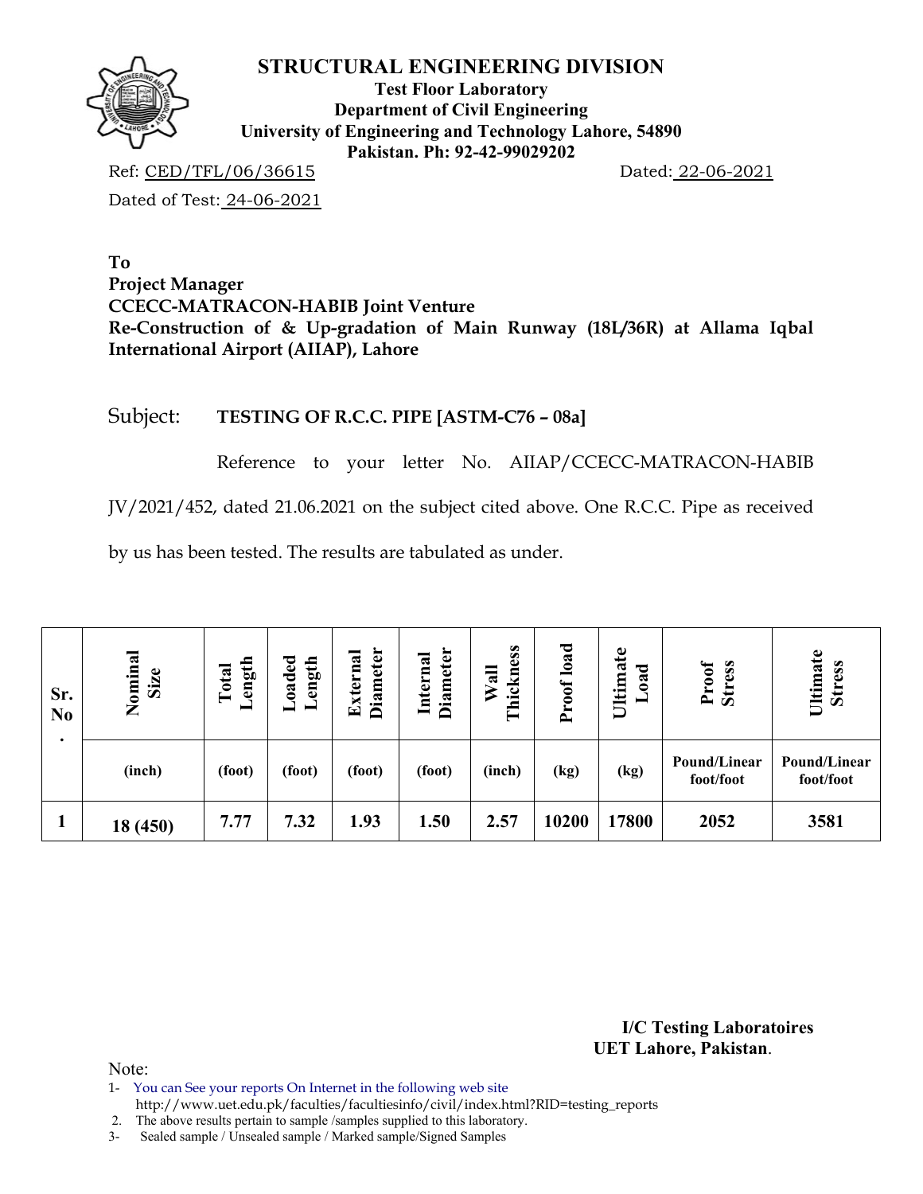# STRUCTURAL ENGINEERING DIVISION

**Test Floor Laboratory**
**Department of Civil Engineering**
**University of Engineering and Technology Lahore, 54890**
**Pakistan. Ph: 92-42-99029202**

Ref: CED/TFL/06/36615 Dated: 22-06-2021

Dated of Test: 24-06-2021

**To**
**Project Manager**
**CCECC-MATRACON-HABIB Joint Venture**
**Re-Construction of & Up-gradation of Main Runway (18L/36R) at Allama Iqbal International Airport (AIIAP), Lahore**

Subject: **TESTING OF R.C.C. PIPE [ASTM-C76 – 08a]**

Reference to your letter No. AIIAP/CCECC-MATRACON-HABIB JV/2021/452, dated 21.06.2021 on the subject cited above. One R.C.C. Pipe as received by us has been tested. The results are tabulated as under.

| Sr. No. | Nominal Size | Total Length | Loaded Length | External Diameter | Internal Diameter | Wall Thickness | Proof load | Ultimate Load | Proof Stress | Ultimate Stress |
|---|---|---|---|---|---|---|---|---|---|---|
| | (inch) | (foot) | (foot) | (foot) | (foot) | (inch) | (kg) | (kg) | Pound/Linear foot/foot | Pound/Linear foot/foot |
| 1 | 18 (450) | 7.77 | 7.32 | 1.93 | 1.50 | 2.57 | 10200 | 17800 | 2052 | 3581 |

**I/C Testing Laboratoires**
**UET Lahore, Pakistan**.

Note:
1- You can See your reports On Internet in the following web site
http://www.uet.edu.pk/faculties/facultiesinfo/civil/index.html?RID=testing_reports
2. The above results pertain to sample /samples supplied to this laboratory.
3- Sealed sample / Unsealed sample / Marked sample/Signed Samples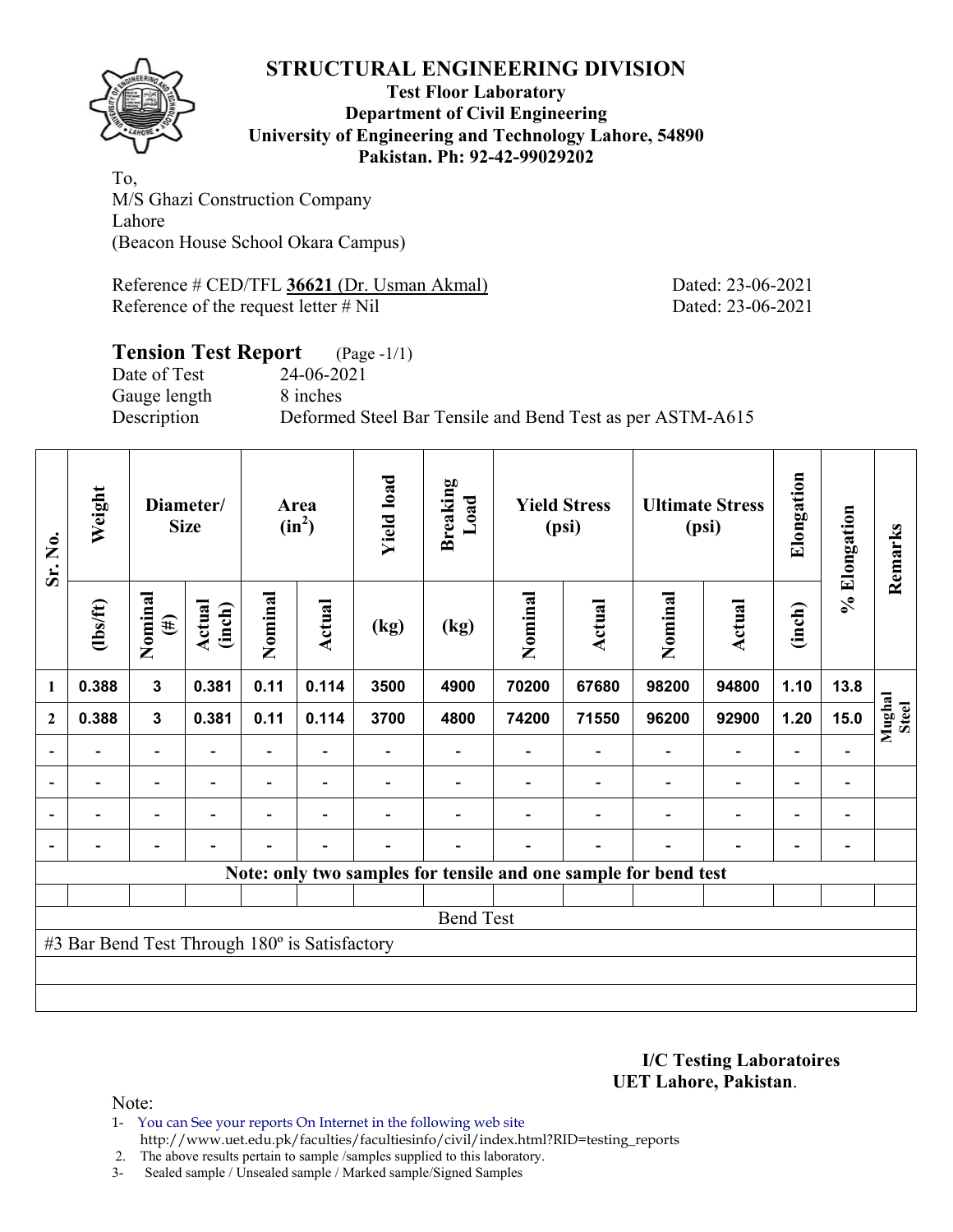# STRUCTURAL ENGINEERING DIVISION

**Test Floor Laboratory**
**Department of Civil Engineering**
**University of Engineering and Technology Lahore, 54890**
**Pakistan. Ph: 92-42-99029202**

To,
M/S Ghazi Construction Company
Lahore
(Beacon House School Okara Campus)

Reference # CED/TFL **36621** (Dr. Usman Akmal) Dated: 23-06-2021
Reference of the request letter # Nil Dated: 23-06-2021

## Tension Test Report (Page -1/1)

Date of Test 24-06-2021
Gauge length 8 inches
Description Deformed Steel Bar Tensile and Bend Test as per ASTM-A615

| Sr. No. | Weight | Diameter/ Size | | Area ($in^2$) | | Yield load | Breaking Load | Yield Stress (psi) | | Ultimate Stress (psi) | | Elongation | % Elongation | Remarks |
|---|---|---|---|---|---|---|---|---|---|---|---|---|---|---|
| | (lbs/ft) | Nominal (#) | Actual (inch) | Nominal | Actual | (kg) | (kg) | Nominal | Actual | Nominal | Actual | (inch) | | |
| 1 | 0.388 | 3 | 0.381 | 0.11 | 0.114 | 3500 | 4900 | 70200 | 67680 | 98200 | 94800 | 1.10 | 13.8 | Mughal Steel |
| 2 | 0.388 | 3 | 0.381 | 0.11 | 0.114 | 3700 | 4800 | 74200 | 71550 | 96200 | 92900 | 1.20 | 15.0 | |
| - | - | - | - | - | - | - | - | - | - | - | - | - | - | |
| - | - | - | - | - | - | - | - | - | - | - | - | - | - | |
| - | - | - | - | - | - | - | - | - | - | - | - | - | - | |
| - | - | - | - | - | - | - | - | - | - | - | - | - | - | |

**Note: only two samples for tensile and one sample for bend test**

Bend Test

#3 Bar Bend Test Through 180º is Satisfactory

**I/C Testing Laboratoires**
**UET Lahore, Pakistan**.

Note:
1- You can See your reports On Internet in the following web site
http://www.uet.edu.pk/faculties/facultiesinfo/civil/index.html?RID=testing_reports
2. The above results pertain to sample /samples supplied to this laboratory.
3- Sealed sample / Unsealed sample / Marked sample/Signed Samples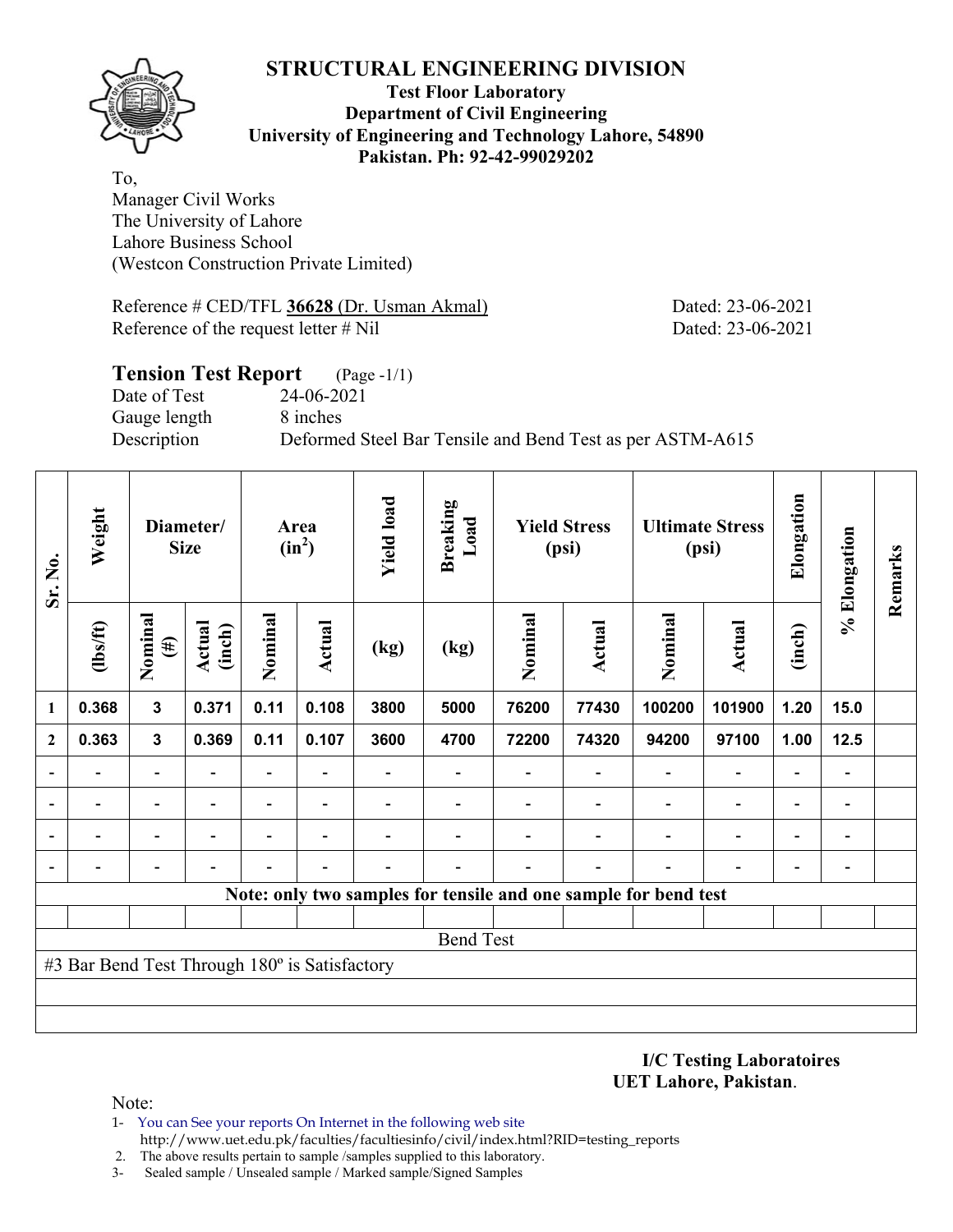# STRUCTURAL ENGINEERING DIVISION

**Test Floor Laboratory**
**Department of Civil Engineering**
**University of Engineering and Technology Lahore, 54890**
**Pakistan. Ph: 92-42-99029202**

To,
Manager Civil Works
The University of Lahore
Lahore Business School
(Westcon Construction Private Limited)

Reference # CED/TFL **36628** (Dr. Usman Akmal) Dated: 23-06-2021
Reference of the request letter # Nil Dated: 23-06-2021

## Tension Test Report (Page -1/1)

Date of Test 24-06-2021
Gauge length 8 inches
Description Deformed Steel Bar Tensile and Bend Test as per ASTM-A615

| Sr. No. | Weight | Diameter/ Size | | Area ($in^2$) | | Yield load | Breaking Load | Yield Stress (psi) | | Ultimate Stress (psi) | | Elongation | % Elongation | Remarks |
|---|---|---|---|---|---|---|---|---|---|---|---|---|---|---|
| | (lbs/ft) | Nominal (#) | Actual (inch) | Nominal | Actual | (kg) | (kg) | Nominal | Actual | Nominal | Actual | (inch) | | |
| 1 | 0.368 | 3 | 0.371 | 0.11 | 0.108 | 3800 | 5000 | 76200 | 77430 | 100200 | 101900 | 1.20 | 15.0 | |
| 2 | 0.363 | 3 | 0.369 | 0.11 | 0.107 | 3600 | 4700 | 72200 | 74320 | 94200 | 97100 | 1.00 | 12.5 | |
| - | - | - | - | - | - | - | - | - | - | - | - | - | - | |
| - | - | - | - | - | - | - | - | - | - | - | - | - | - | |
| - | - | - | - | - | - | - | - | - | - | - | - | - | - | |
| - | - | - | - | - | - | - | - | - | - | - | - | - | - | |

**Note: only two samples for tensile and one sample for bend test**

Bend Test

#3 Bar Bend Test Through 180º is Satisfactory

**I/C Testing Laboratoires**
**UET Lahore, Pakistan**.

Note:
1- You can See your reports On Internet in the following web site
http://www.uet.edu.pk/faculties/facultiesinfo/civil/index.html?RID=testing_reports
2. The above results pertain to sample /samples supplied to this laboratory.
3- Sealed sample / Unsealed sample / Marked sample/Signed Samples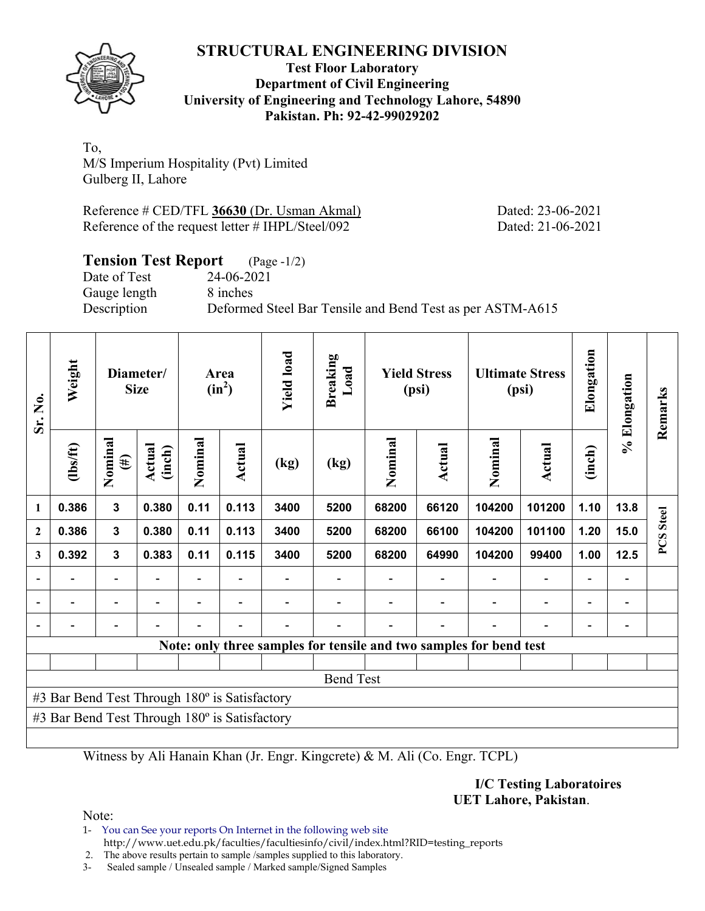## STRUCTURAL ENGINEERING DIVISION

**Test Floor Laboratory**
**Department of Civil Engineering**
**University of Engineering and Technology Lahore, 54890**
**Pakistan. Ph: 92-42-99029202**

To,
M/S Imperium Hospitality (Pvt) Limited
Gulberg II, Lahore

Reference # CED/TFL **36630** (Dr. Usman Akmal) Dated: 23-06-2021
Reference of the request letter # IHPL/Steel/092 Dated: 21-06-2021

### Tension Test Report (Page -1/2)

Date of Test 24-06-2021
Gauge length 8 inches
Description Deformed Steel Bar Tensile and Bend Test as per ASTM-A615

| Sr. No. | Weight | Diameter/ Size | | Area ($in^2$) | | Yield load | Breaking Load | Yield Stress (psi) | | Ultimate Stress (psi) | | Elongation | % Elongation | Remarks |
|---|---|---|---|---|---|---|---|---|---|---|---|---|---|---|
| | (lbs/ft) | Nominal (#) | Actual (inch) | Nominal | Actual | (kg) | (kg) | Nominal | Actual | Nominal | Actual | (inch) | | |
| 1 | 0.386 | 3 | 0.380 | 0.11 | 0.113 | 3400 | 5200 | 68200 | 66120 | 104200 | 101200 | 1.10 | 13.8 | PCS Steel |
| 2 | 0.386 | 3 | 0.380 | 0.11 | 0.113 | 3400 | 5200 | 68200 | 66100 | 104200 | 101100 | 1.20 | 15.0 | |
| 3 | 0.392 | 3 | 0.383 | 0.11 | 0.115 | 3400 | 5200 | 68200 | 64990 | 104200 | 99400 | 1.00 | 12.5 | |
| - | - | - | - | - | - | - | - | - | - | - | - | - | - | |
| - | - | - | - | - | - | - | - | - | - | - | - | - | - | |
| - | - | - | - | - | - | - | - | - | - | - | - | - | - | |
| **Note: only three samples for tensile and two samples for bend test** | | | | | | | | | | | | | | |
| Bend Test | | | | | | | | | | | | | | |
| #3 Bar Bend Test Through 180º is Satisfactory | | | | | | | | | | | | | | |
| #3 Bar Bend Test Through 180º is Satisfactory | | | | | | | | | | | | | | |

Witness by Ali Hanain Khan (Jr. Engr. Kingcrete) & M. Ali (Co. Engr. TCPL)

**I/C Testing Laboratoires**
**UET Lahore, Pakistan**.

Note:
1- You can See your reports On Internet in the following web site
http://www.uet.edu.pk/faculties/facultiesinfo/civil/index.html?RID=testing_reports
2. The above results pertain to sample /samples supplied to this laboratory.
3- Sealed sample / Unsealed sample / Marked sample/Signed Samples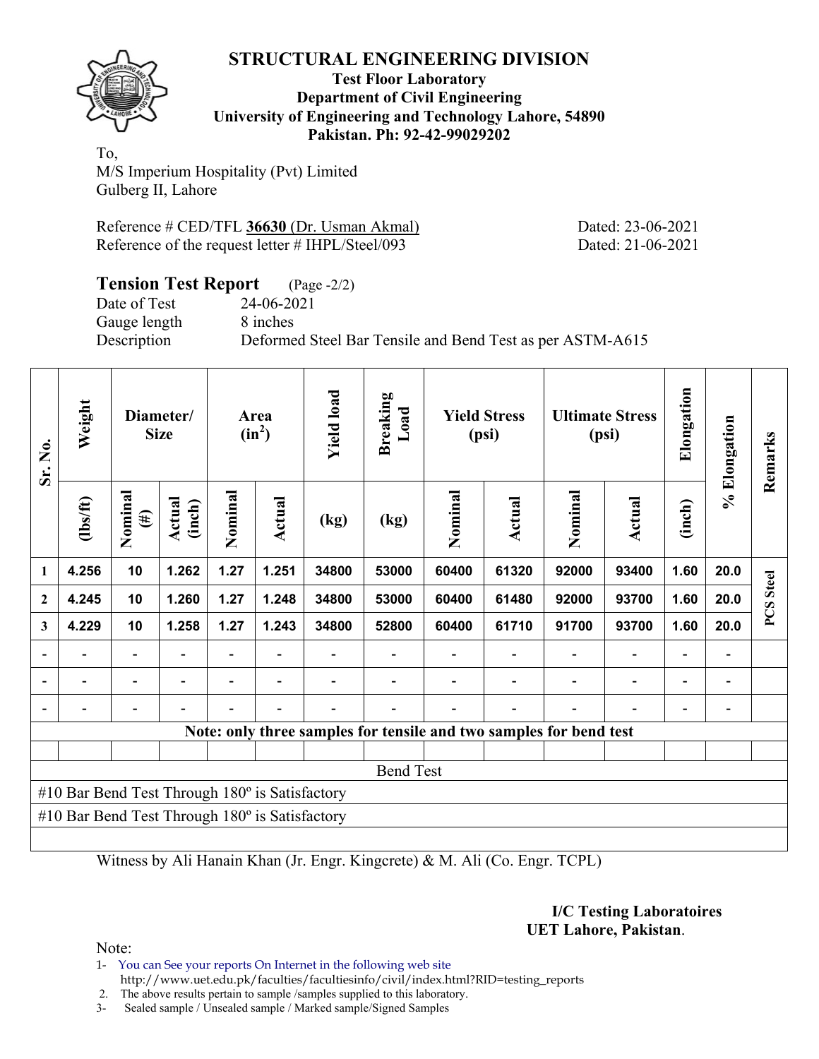# STRUCTURAL ENGINEERING DIVISION

**Test Floor Laboratory**
**Department of Civil Engineering**
**University of Engineering and Technology Lahore, 54890**
**Pakistan. Ph: 92-42-99029202**

To,
M/S Imperium Hospitality (Pvt) Limited
Gulberg II, Lahore

Reference # CED/TFL **36630** (Dr. Usman Akmal) Dated: 23-06-2021
Reference of the request letter # IHPL/Steel/093 Dated: 21-06-2021

## Tension Test Report (Page -2/2)

Date of Test 24-06-2021
Gauge length 8 inches
Description Deformed Steel Bar Tensile and Bend Test as per ASTM-A615

| Sr. No. | Weight | Diameter/ Size | | Area ($in^2$) | | Yield load | Breaking Load | Yield Stress (psi) | | Ultimate Stress (psi) | | Elongation | % Elongation | Remarks |
|---|---|---|---|---|---|---|---|---|---|---|---|---|---|---|
| | (lbs/ft) | Nominal (#) | Actual (inch) | Nominal | Actual | (kg) | (kg) | Nominal | Actual | Nominal | Actual | (inch) | | |
| 1 | 4.256 | 10 | 1.262 | 1.27 | 1.251 | 34800 | 53000 | 60400 | 61320 | 92000 | 93400 | 1.60 | 20.0 | PCS Steel |
| 2 | 4.245 | 10 | 1.260 | 1.27 | 1.248 | 34800 | 53000 | 60400 | 61480 | 92000 | 93700 | 1.60 | 20.0 | |
| 3 | 4.229 | 10 | 1.258 | 1.27 | 1.243 | 34800 | 52800 | 60400 | 61710 | 91700 | 93700 | 1.60 | 20.0 | |
| - | - | - | - | - | - | - | - | - | - | - | - | - | - | |
| - | - | - | - | - | - | - | - | - | - | - | - | - | - | |
| - | - | - | - | - | - | - | - | - | - | - | - | - | - | |
| Note: only three samples for tensile and two samples for bend test | | | | | | | | | | | | | | |
| Bend Test | | | | | | | | | | | | | | |
| #10 Bar Bend Test Through 180º is Satisfactory | | | | | | | | | | | | | | |
| #10 Bar Bend Test Through 180º is Satisfactory | | | | | | | | | | | | | | |

Witness by Ali Hanain Khan (Jr. Engr. Kingcrete) & M. Ali (Co. Engr. TCPL)

**I/C Testing Laboratoires**
**UET Lahore, Pakistan**.

Note:
1- You can See your reports On Internet in the following web site
http://www.uet.edu.pk/faculties/facultiesinfo/civil/index.html?RID=testing_reports
2. The above results pertain to sample /samples supplied to this laboratory.
3- Sealed sample / Unsealed sample / Marked sample/Signed Samples